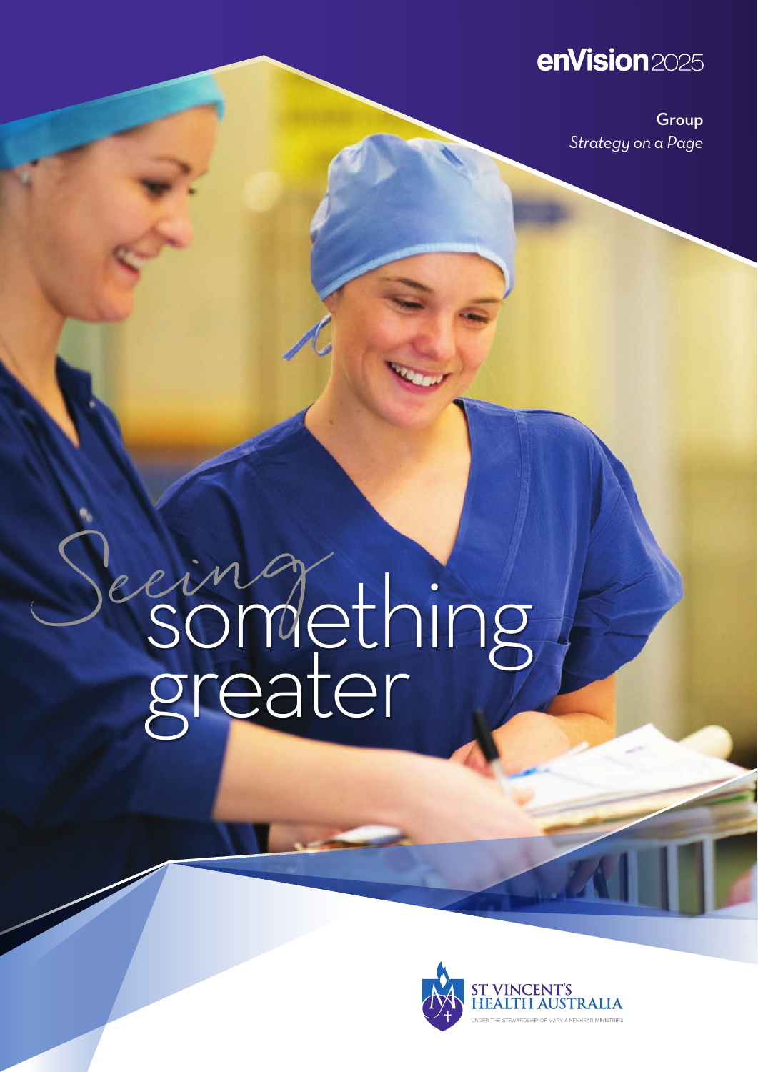enVision2025

**Group**
*Strategy on a Page*

# Seeing something greater

ST VINCENT'S HEALTH AUSTRALIA
UNDER THE STEWARDSHIP OF MARY AIKENHEAD MINISTRIES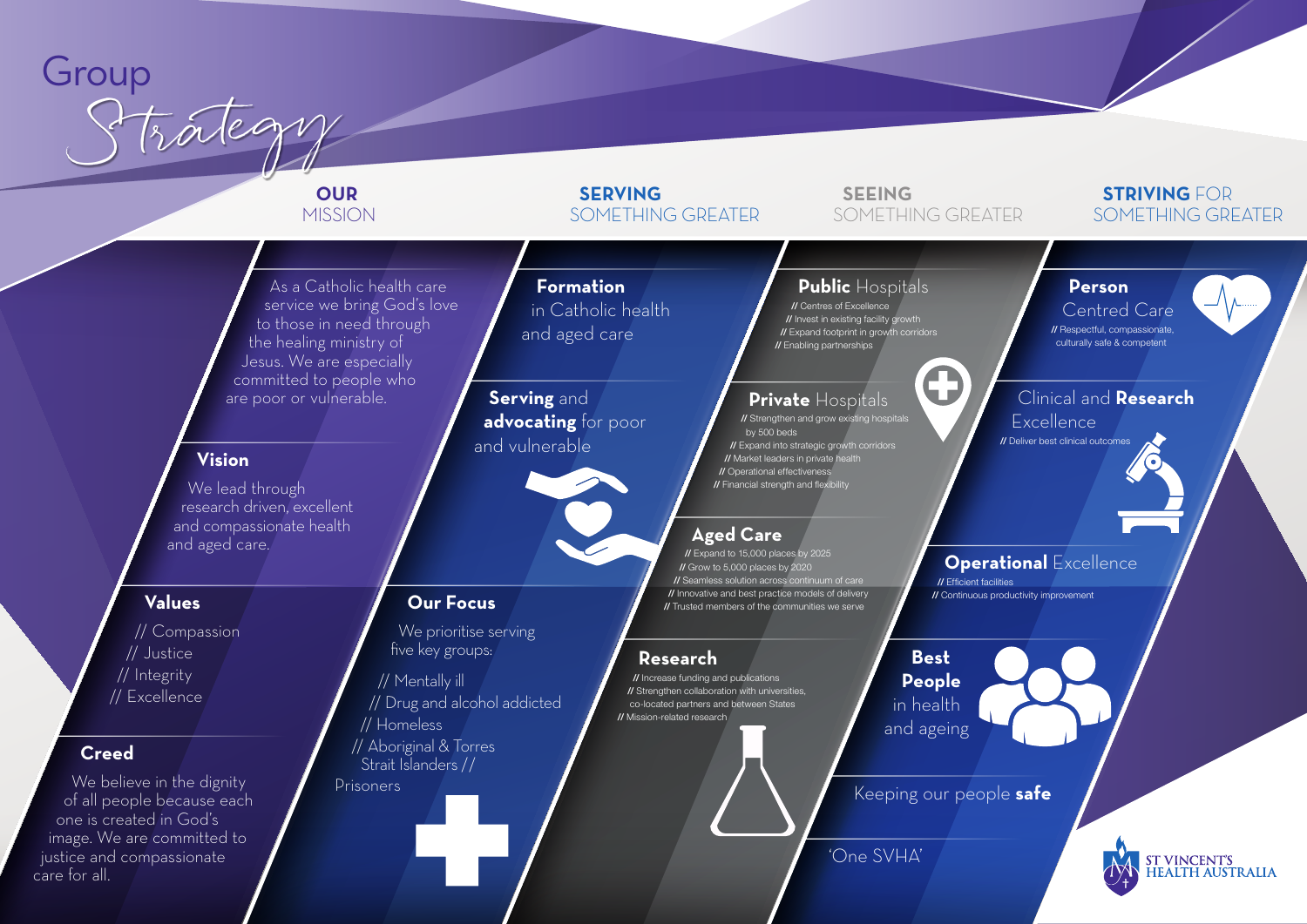# Group Strategy

## OUR MISSION

As a Catholic health care service we bring God's love to those in need through the healing ministry of Jesus. We are especially committed to people who are poor or vulnerable.

### Vision

We lead through research driven, excellent and compassionate health and aged care.

### Values

- // Compassion
- // Justice
- // Integrity
- // Excellence

### Creed

We believe in the dignity of all people because each one is created in God's image. We are committed to justice and compassionate care for all.

## SERVING SOMETHING GREATER

### Formation in Catholic health and aged care

### Serving and advocating for poor and vulnerable

### Our Focus

We prioritise serving five key groups:

- // Mentally ill
- // Drug and alcohol addicted
- // Homeless
- // Aboriginal & Torres Strait Islanders
- // Prisoners

## SEEING SOMETHING GREATER

### Public Hospitals

- // Centres of Excellence
- // Invest in existing facility growth
- // Expand footprint in growth corridors
- // Enabling partnerships

### Private Hospitals

- // Strengthen and grow existing hospitals by 500 beds
- // Expand into strategic growth corridors
- // Market leaders in private health
- // Operational effectiveness
- // Financial strength and flexibility

### Aged Care

- // Expand to 15,000 places by 2025
- // Grow to 5,000 places by 2020
- // Seamless solution across continuum of care
- // Innovative and best practice models of delivery
- // Trusted members of the communities we serve

### Research

- // Increase funding and publications
- // Strengthen collaboration with universities, co-located partners and between States
- // Mission-related research

## STRIVING FOR SOMETHING GREATER

### Person Centred Care

- // Respectful, compassionate, culturally safe & competent

### Clinical and Research Excellence

- // Deliver best clinical outcomes

### Operational Excellence

- // Efficient facilities
- // Continuous productivity improvement

### Best People in health and ageing

Keeping our people **safe**

'One SVHA'

ST VINCENT'S HEALTH AUSTRALIA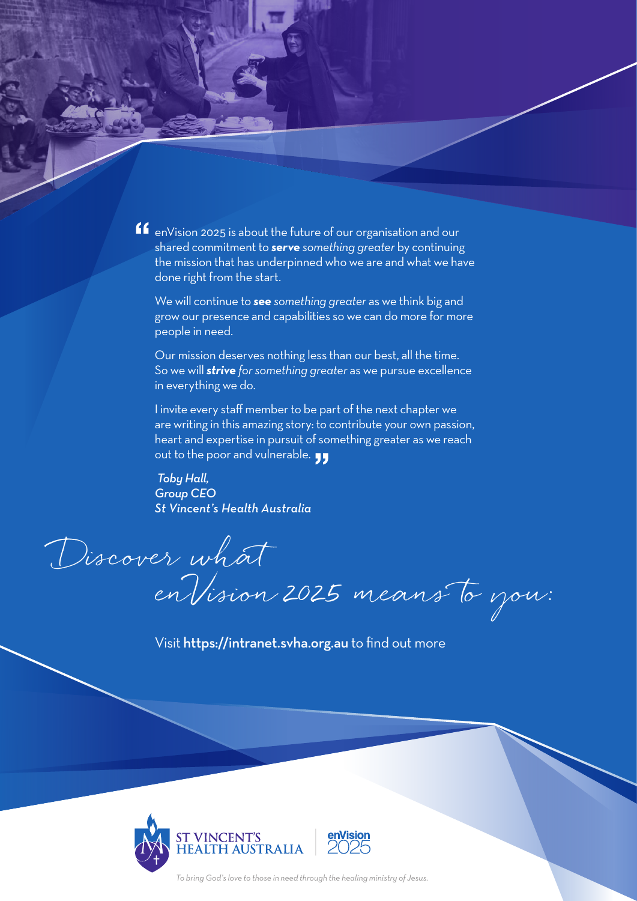> enVision 2025 is about the future of our organisation and our shared commitment to ***serve*** *something greater* by continuing the mission that has underpinned who we are and what we have done right from the start.
>
> We will continue to **see** *something greater* as we think big and grow our presence and capabilities so we can do more for more people in need.
>
> Our mission deserves nothing less than our best, all the time. So we will ***strive*** *for something greater* as we pursue excellence in everything we do.
>
> I invite every staff member to be part of the next chapter we are writing in this amazing story: to contribute your own passion, heart and expertise in pursuit of something greater as we reach out to the poor and vulnerable.

*Toby Hall,*
*Group CEO*
*St Vincent's Health Australia*

## Discover what enVision 2025 means to you:

Visit **https://intranet.svha.org.au** to find out more

ST VINCENT'S HEALTH AUSTRALIA | enVision 2025

*To bring God's love to those in need through the healing ministry of Jesus.*